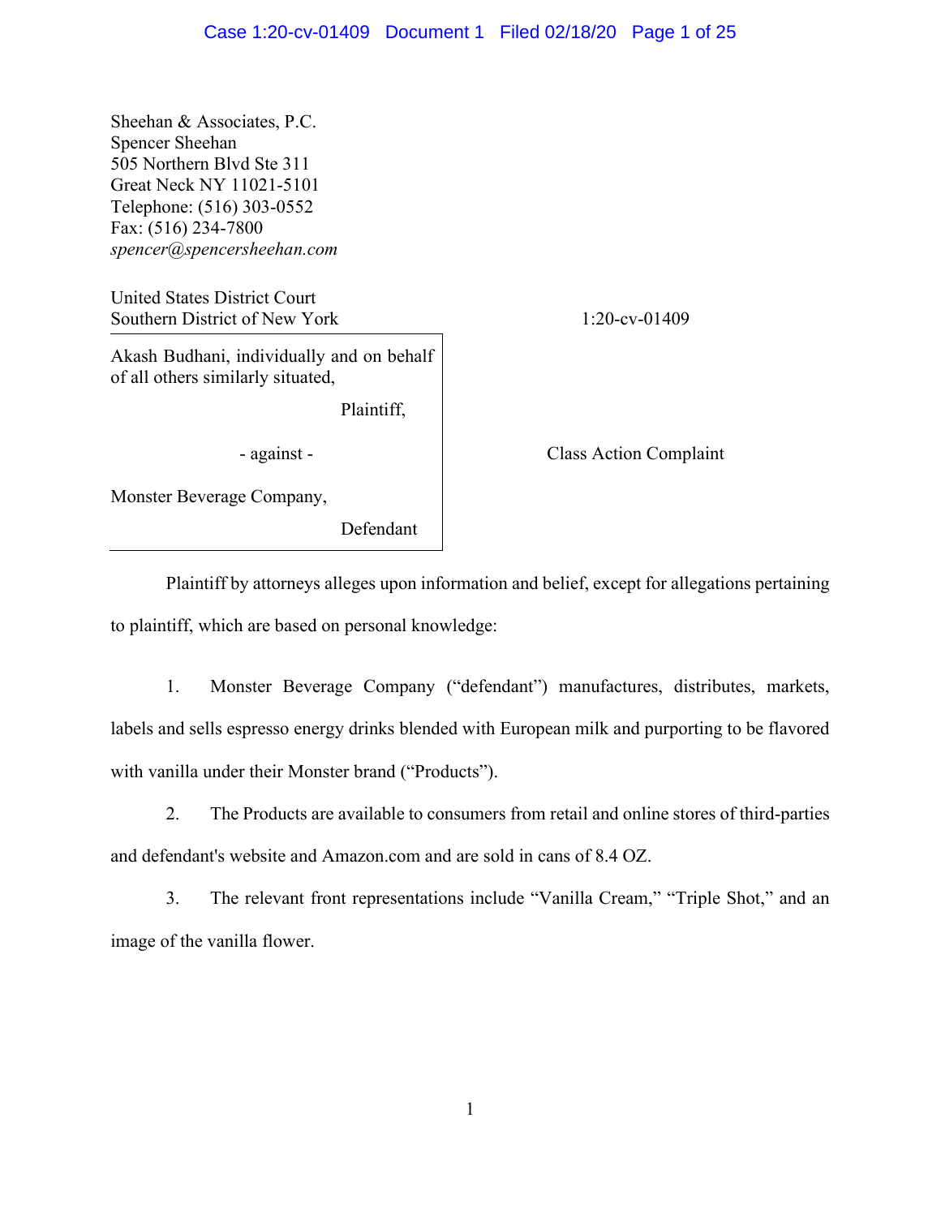Sheehan & Associates, P.C.
Spencer Sheehan
505 Northern Blvd Ste 311
Great Neck NY 11021-5101
Telephone: (516) 303-0552
Fax: (516) 234-7800
*spencer@spencersheehan.com*

United States District Court
Southern District of New York

1:20-cv-01409

Akash Budhani, individually and on behalf of all others similarly situated,

Plaintiff,

- against -

Monster Beverage Company,

Defendant

Class Action Complaint

Plaintiff by attorneys alleges upon information and belief, except for allegations pertaining to plaintiff, which are based on personal knowledge:

1. Monster Beverage Company ("defendant") manufactures, distributes, markets, labels and sells espresso energy drinks blended with European milk and purporting to be flavored with vanilla under their Monster brand ("Products").

2. The Products are available to consumers from retail and online stores of third-parties and defendant's website and Amazon.com and are sold in cans of 8.4 OZ.

3. The relevant front representations include "Vanilla Cream," "Triple Shot," and an image of the vanilla flower.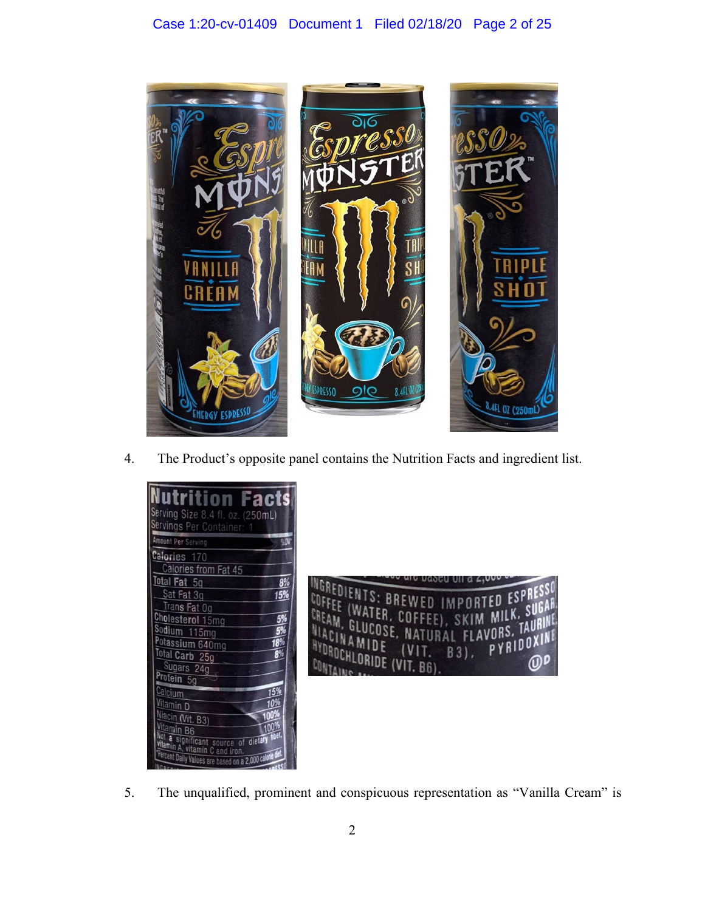4. The Product's opposite panel contains the Nutrition Facts and ingredient list.

5. The unqualified, prominent and conspicuous representation as "Vanilla Cream" is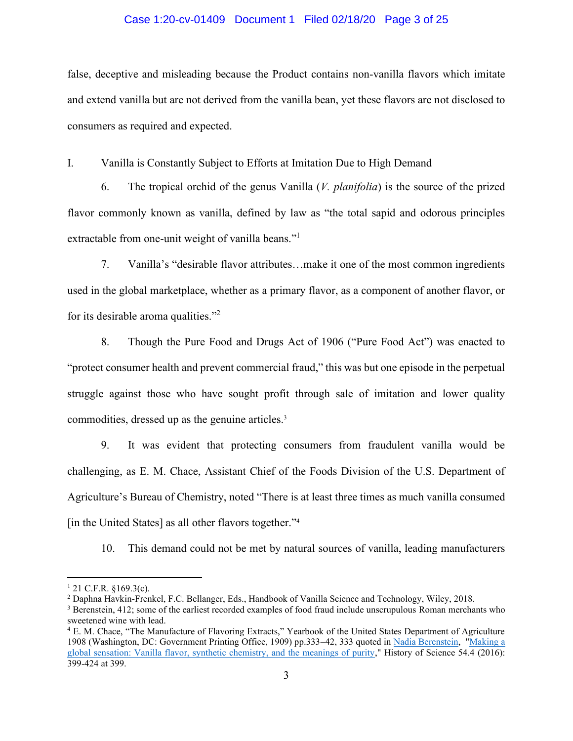false, deceptive and misleading because the Product contains non-vanilla flavors which imitate and extend vanilla but are not derived from the vanilla bean, yet these flavors are not disclosed to consumers as required and expected.

I. Vanilla is Constantly Subject to Efforts at Imitation Due to High Demand

6. The tropical orchid of the genus Vanilla (*V. planifolia*) is the source of the prized flavor commonly known as vanilla, defined by law as "the total sapid and odorous principles extractable from one-unit weight of vanilla beans."[1]

7. Vanilla's "desirable flavor attributes…make it one of the most common ingredients used in the global marketplace, whether as a primary flavor, as a component of another flavor, or for its desirable aroma qualities."[2]

8. Though the Pure Food and Drugs Act of 1906 ("Pure Food Act") was enacted to "protect consumer health and prevent commercial fraud," this was but one episode in the perpetual struggle against those who have sought profit through sale of imitation and lower quality commodities, dressed up as the genuine articles.[3]

9. It was evident that protecting consumers from fraudulent vanilla would be challenging, as E. M. Chace, Assistant Chief of the Foods Division of the U.S. Department of Agriculture's Bureau of Chemistry, noted "There is at least three times as much vanilla consumed [in the United States] as all other flavors together."[4]

10. This demand could not be met by natural sources of vanilla, leading manufacturers

---

[1] 21 C.F.R. §169.3(c).

[2] Daphna Havkin-Frenkel, F.C. Bellanger, Eds., Handbook of Vanilla Science and Technology, Wiley, 2018.

[3] Berenstein, 412; some of the earliest recorded examples of food fraud include unscrupulous Roman merchants who sweetened wine with lead.

[4] E. M. Chace, "The Manufacture of Flavoring Extracts," Yearbook of the United States Department of Agriculture 1908 (Washington, DC: Government Printing Office, 1909) pp.333–42, 333 quoted in Nadia Berenstein, "Making a global sensation: Vanilla flavor, synthetic chemistry, and the meanings of purity," History of Science 54.4 (2016): 399-424 at 399.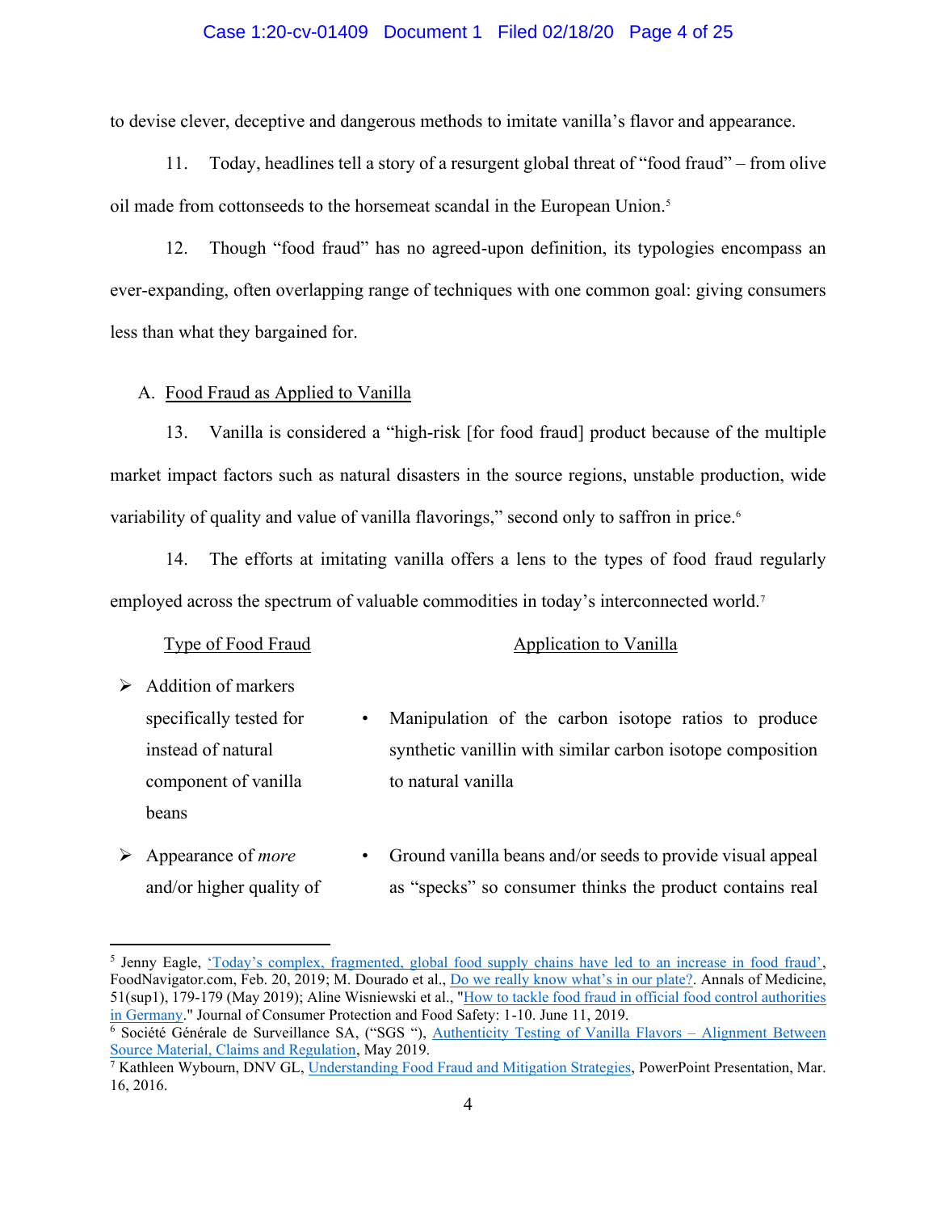to devise clever, deceptive and dangerous methods to imitate vanilla's flavor and appearance.

11. Today, headlines tell a story of a resurgent global threat of "food fraud" – from olive oil made from cottonseeds to the horsemeat scandal in the European Union.[5]

12. Though "food fraud" has no agreed-upon definition, its typologies encompass an ever-expanding, often overlapping range of techniques with one common goal: giving consumers less than what they bargained for.

A. Food Fraud as Applied to Vanilla

13. Vanilla is considered a "high-risk [for food fraud] product because of the multiple market impact factors such as natural disasters in the source regions, unstable production, wide variability of quality and value of vanilla flavorings," second only to saffron in price.[6]

14. The efforts at imitating vanilla offers a lens to the types of food fraud regularly employed across the spectrum of valuable commodities in today's interconnected world.[7]

| Type of Food Fraud | Application to Vanilla |
|---|---|
| ➢ Addition of markers specifically tested for instead of natural component of vanilla beans | • Manipulation of the carbon isotope ratios to produce synthetic vanillin with similar carbon isotope composition to natural vanilla |
| ➢ Appearance of *more* and/or higher quality of | • Ground vanilla beans and/or seeds to provide visual appeal as "specks" so consumer thinks the product contains real |

---

[5] Jenny Eagle, 'Today's complex, fragmented, global food supply chains have led to an increase in food fraud', FoodNavigator.com, Feb. 20, 2019; M. Dourado et al., Do we really know what's in our plate?. Annals of Medicine, 51(sup1), 179-179 (May 2019); Aline Wisniewski et al., "How to tackle food fraud in official food control authorities in Germany." Journal of Consumer Protection and Food Safety: 1-10. June 11, 2019.

[6] Société Générale de Surveillance SA, ("SGS "), Authenticity Testing of Vanilla Flavors – Alignment Between Source Material, Claims and Regulation, May 2019.

[7] Kathleen Wybourn, DNV GL, Understanding Food Fraud and Mitigation Strategies, PowerPoint Presentation, Mar. 16, 2016.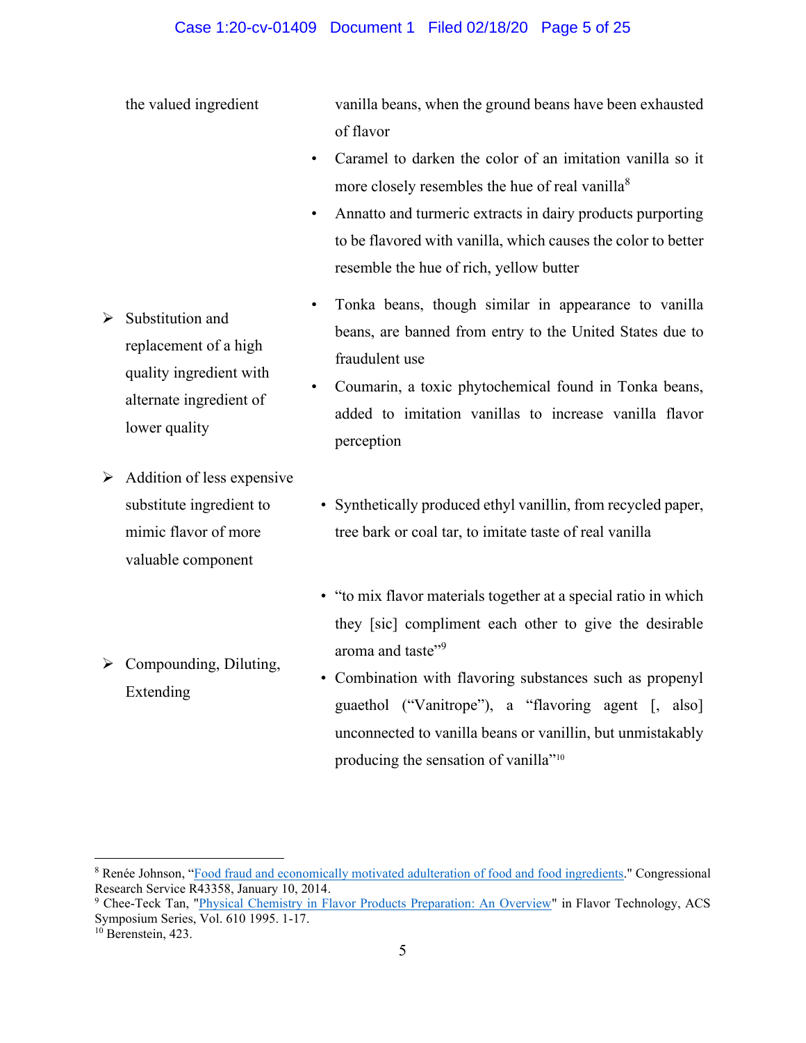| | |
|---|---|
| the valued ingredient | vanilla beans, when the ground beans have been exhausted of flavor<br>• Caramel to darken the color of an imitation vanilla so it more closely resembles the hue of real vanilla[8]<br>• Annatto and turmeric extracts in dairy products purporting to be flavored with vanilla, which causes the color to better resemble the hue of rich, yellow butter |
| ➢ Substitution and replacement of a high quality ingredient with alternate ingredient of lower quality | • Tonka beans, though similar in appearance to vanilla beans, are banned from entry to the United States due to fraudulent use<br>• Coumarin, a toxic phytochemical found in Tonka beans, added to imitation vanillas to increase vanilla flavor perception |
| ➢ Addition of less expensive substitute ingredient to mimic flavor of more valuable component | • Synthetically produced ethyl vanillin, from recycled paper, tree bark or coal tar, to imitate taste of real vanilla |
| ➢ Compounding, Diluting, Extending | • "to mix flavor materials together at a special ratio in which they [sic] compliment each other to give the desirable aroma and taste"[9]<br>• Combination with flavoring substances such as propenyl guaethol ("Vanitrope"), a "flavoring agent [, also] unconnected to vanilla beans or vanillin, but unmistakably producing the sensation of vanilla"[10] |

---

[8] Renée Johnson, "Food fraud and economically motivated adulteration of food and food ingredients." Congressional Research Service R43358, January 10, 2014.

[9] Chee-Teck Tan, "Physical Chemistry in Flavor Products Preparation: An Overview" in Flavor Technology, ACS Symposium Series, Vol. 610 1995. 1-17.

[10] Berenstein, 423.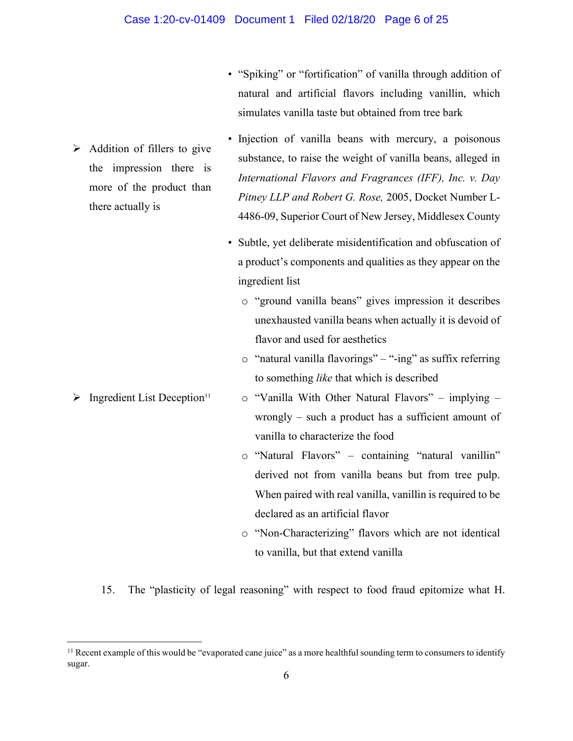- "Spiking" or "fortification" of vanilla through addition of natural and artificial flavors including vanillin, which simulates vanilla taste but obtained from tree bark

| | |
|---|---|
| ➢ Addition of fillers to give the impression there is more of the product than there actually is | • Injection of vanilla beans with mercury, a poisonous substance, to raise the weight of vanilla beans, alleged in *International Flavors and Fragrances (IFF), Inc. v. Day Pitney LLP and Robert G. Rose,* 2005, Docket Number L-4486-09, Superior Court of New Jersey, Middlesex County |
| ➢ Ingredient List Deception[11] | • Subtle, yet deliberate misidentification and obfuscation of a product's components and qualities as they appear on the ingredient list<br>○ "ground vanilla beans" gives impression it describes unexhausted vanilla beans when actually it is devoid of flavor and used for aesthetics<br>○ "natural vanilla flavorings" – "-ing" as suffix referring to something *like* that which is described<br>○ "Vanilla With Other Natural Flavors" – implying – wrongly – such a product has a sufficient amount of vanilla to characterize the food<br>○ "Natural Flavors" – containing "natural vanillin" derived not from vanilla beans but from tree pulp. When paired with real vanilla, vanillin is required to be declared as an artificial flavor<br>○ "Non-Characterizing" flavors which are not identical to vanilla, but that extend vanilla |

15. The "plasticity of legal reasoning" with respect to food fraud epitomize what H.

[11] Recent example of this would be "evaporated cane juice" as a more healthful sounding term to consumers to identify sugar.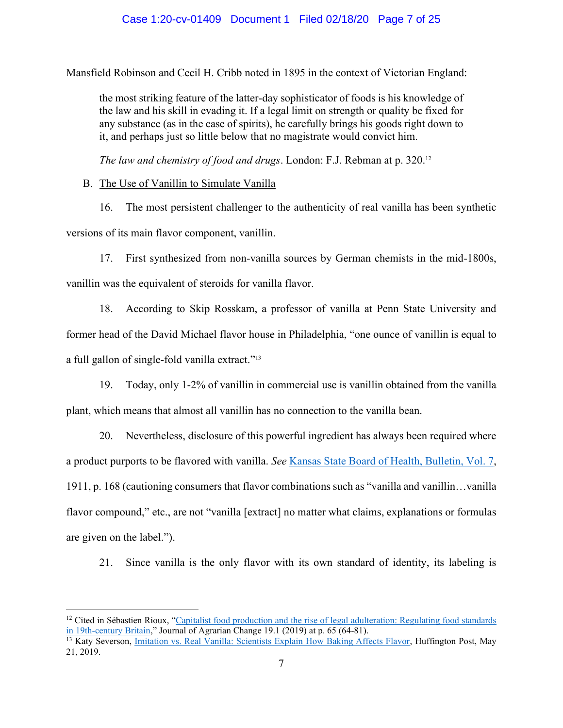Mansfield Robinson and Cecil H. Cribb noted in 1895 in the context of Victorian England:

> the most striking feature of the latter-day sophisticator of foods is his knowledge of the law and his skill in evading it. If a legal limit on strength or quality be fixed for any substance (as in the case of spirits), he carefully brings his goods right down to it, and perhaps just so little below that no magistrate would convict him.
>
> *The law and chemistry of food and drugs*. London: F.J. Rebman at p. 320.[12]

B. The Use of Vanillin to Simulate Vanilla

16. The most persistent challenger to the authenticity of real vanilla has been synthetic versions of its main flavor component, vanillin.

17. First synthesized from non-vanilla sources by German chemists in the mid-1800s, vanillin was the equivalent of steroids for vanilla flavor.

18. According to Skip Rosskam, a professor of vanilla at Penn State University and former head of the David Michael flavor house in Philadelphia, "one ounce of vanillin is equal to a full gallon of single-fold vanilla extract."[13]

19. Today, only 1-2% of vanillin in commercial use is vanillin obtained from the vanilla plant, which means that almost all vanillin has no connection to the vanilla bean.

20. Nevertheless, disclosure of this powerful ingredient has always been required where a product purports to be flavored with vanilla. *See* Kansas State Board of Health, Bulletin, Vol. 7, 1911, p. 168 (cautioning consumers that flavor combinations such as "vanilla and vanillin…vanilla flavor compound," etc., are not "vanilla [extract] no matter what claims, explanations or formulas are given on the label.").

21. Since vanilla is the only flavor with its own standard of identity, its labeling is

---

[12] Cited in Sébastien Rioux, "Capitalist food production and the rise of legal adulteration: Regulating food standards in 19th-century Britain," Journal of Agrarian Change 19.1 (2019) at p. 65 (64-81).

[13] Katy Severson, Imitation vs. Real Vanilla: Scientists Explain How Baking Affects Flavor, Huffington Post, May 21, 2019.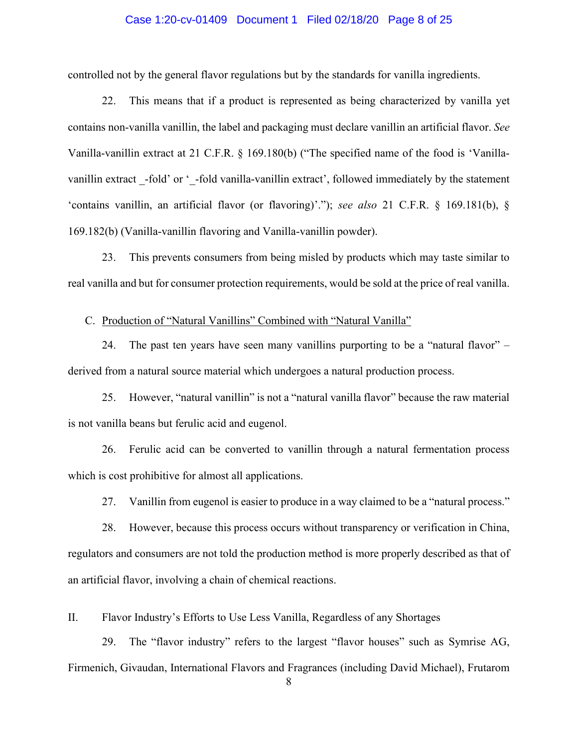controlled not by the general flavor regulations but by the standards for vanilla ingredients.

22. This means that if a product is represented as being characterized by vanilla yet contains non-vanilla vanillin, the label and packaging must declare vanillin an artificial flavor. *See* Vanilla-vanillin extract at 21 C.F.R. § 169.180(b) ("The specified name of the food is 'Vanilla-vanillin extract _-fold' or '_-fold vanilla-vanillin extract', followed immediately by the statement 'contains vanillin, an artificial flavor (or flavoring)'."); *see also* 21 C.F.R. § 169.181(b), § 169.182(b) (Vanilla-vanillin flavoring and Vanilla-vanillin powder).

23. This prevents consumers from being misled by products which may taste similar to real vanilla and but for consumer protection requirements, would be sold at the price of real vanilla.

### C. Production of "Natural Vanillins" Combined with "Natural Vanilla"

24. The past ten years have seen many vanillins purporting to be a "natural flavor" – derived from a natural source material which undergoes a natural production process.

25. However, "natural vanillin" is not a "natural vanilla flavor" because the raw material is not vanilla beans but ferulic acid and eugenol.

26. Ferulic acid can be converted to vanillin through a natural fermentation process which is cost prohibitive for almost all applications.

27. Vanillin from eugenol is easier to produce in a way claimed to be a "natural process."

28. However, because this process occurs without transparency or verification in China, regulators and consumers are not told the production method is more properly described as that of an artificial flavor, involving a chain of chemical reactions.

## II. Flavor Industry's Efforts to Use Less Vanilla, Regardless of any Shortages

29. The "flavor industry" refers to the largest "flavor houses" such as Symrise AG, Firmenich, Givaudan, International Flavors and Fragrances (including David Michael), Frutarom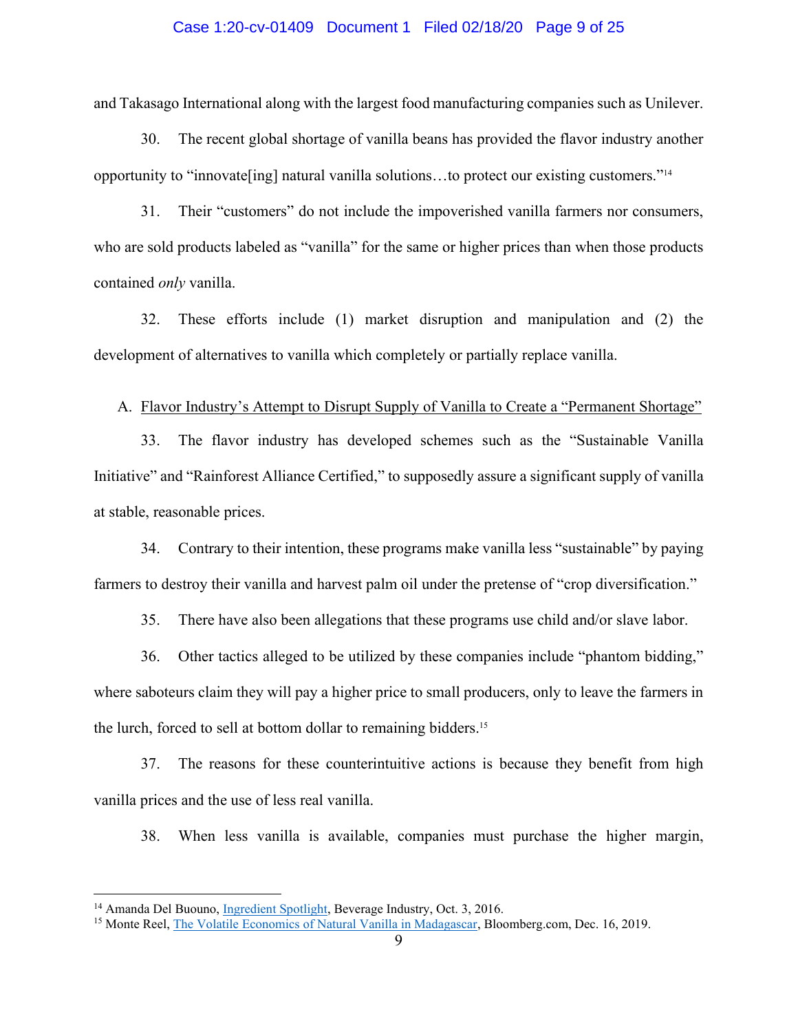and Takasago International along with the largest food manufacturing companies such as Unilever.

30. The recent global shortage of vanilla beans has provided the flavor industry another opportunity to "innovate[ing] natural vanilla solutions…to protect our existing customers."[14]

31. Their "customers" do not include the impoverished vanilla farmers nor consumers, who are sold products labeled as "vanilla" for the same or higher prices than when those products contained *only* vanilla.

32. These efforts include (1) market disruption and manipulation and (2) the development of alternatives to vanilla which completely or partially replace vanilla.

A. <u>Flavor Industry's Attempt to Disrupt Supply of Vanilla to Create a "Permanent Shortage"</u>

33. The flavor industry has developed schemes such as the "Sustainable Vanilla Initiative" and "Rainforest Alliance Certified," to supposedly assure a significant supply of vanilla at stable, reasonable prices.

34. Contrary to their intention, these programs make vanilla less "sustainable" by paying farmers to destroy their vanilla and harvest palm oil under the pretense of "crop diversification."

35. There have also been allegations that these programs use child and/or slave labor.

36. Other tactics alleged to be utilized by these companies include "phantom bidding," where saboteurs claim they will pay a higher price to small producers, only to leave the farmers in the lurch, forced to sell at bottom dollar to remaining bidders.[15]

37. The reasons for these counterintuitive actions is because they benefit from high vanilla prices and the use of less real vanilla.

38. When less vanilla is available, companies must purchase the higher margin,

---

[14] Amanda Del Buouno, Ingredient Spotlight, Beverage Industry, Oct. 3, 2016.

[15] Monte Reel, The Volatile Economics of Natural Vanilla in Madagascar, Bloomberg.com, Dec. 16, 2019.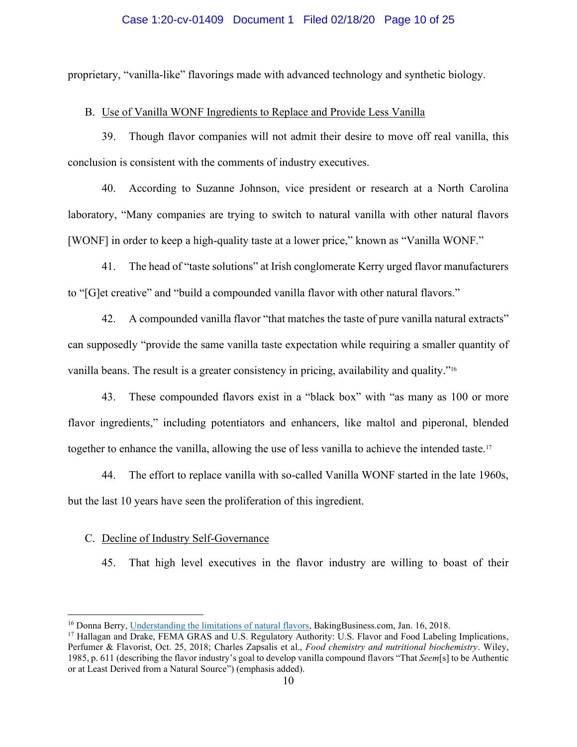proprietary, “vanilla-like” flavorings made with advanced technology and synthetic biology.

B. Use of Vanilla WONF Ingredients to Replace and Provide Less Vanilla

39. Though flavor companies will not admit their desire to move off real vanilla, this conclusion is consistent with the comments of industry executives.

40. According to Suzanne Johnson, vice president or research at a North Carolina laboratory, “Many companies are trying to switch to natural vanilla with other natural flavors [WONF] in order to keep a high-quality taste at a lower price,” known as “Vanilla WONF.”

41. The head of “taste solutions” at Irish conglomerate Kerry urged flavor manufacturers to “[G]et creative” and “build a compounded vanilla flavor with other natural flavors.”

42. A compounded vanilla flavor “that matches the taste of pure vanilla natural extracts” can supposedly “provide the same vanilla taste expectation while requiring a smaller quantity of vanilla beans. The result is a greater consistency in pricing, availability and quality.”[16]

43. These compounded flavors exist in a “black box” with “as many as 100 or more flavor ingredients,” including potentiators and enhancers, like maltol and piperonal, blended together to enhance the vanilla, allowing the use of less vanilla to achieve the intended taste.[17]

44. The effort to replace vanilla with so-called Vanilla WONF started in the late 1960s, but the last 10 years have seen the proliferation of this ingredient.

C. Decline of Industry Self-Governance

45. That high level executives in the flavor industry are willing to boast of their

---

[16] Donna Berry, Understanding the limitations of natural flavors, BakingBusiness.com, Jan. 16, 2018.

[17] Hallagan and Drake, FEMA GRAS and U.S. Regulatory Authority: U.S. Flavor and Food Labeling Implications, Perfumer & Flavorist, Oct. 25, 2018; Charles Zapsalis et al., *Food chemistry and nutritional biochemistry*. Wiley, 1985, p. 611 (describing the flavor industry’s goal to develop vanilla compound flavors “That *Seem*[s] to be Authentic or at Least Derived from a Natural Source”) (emphasis added).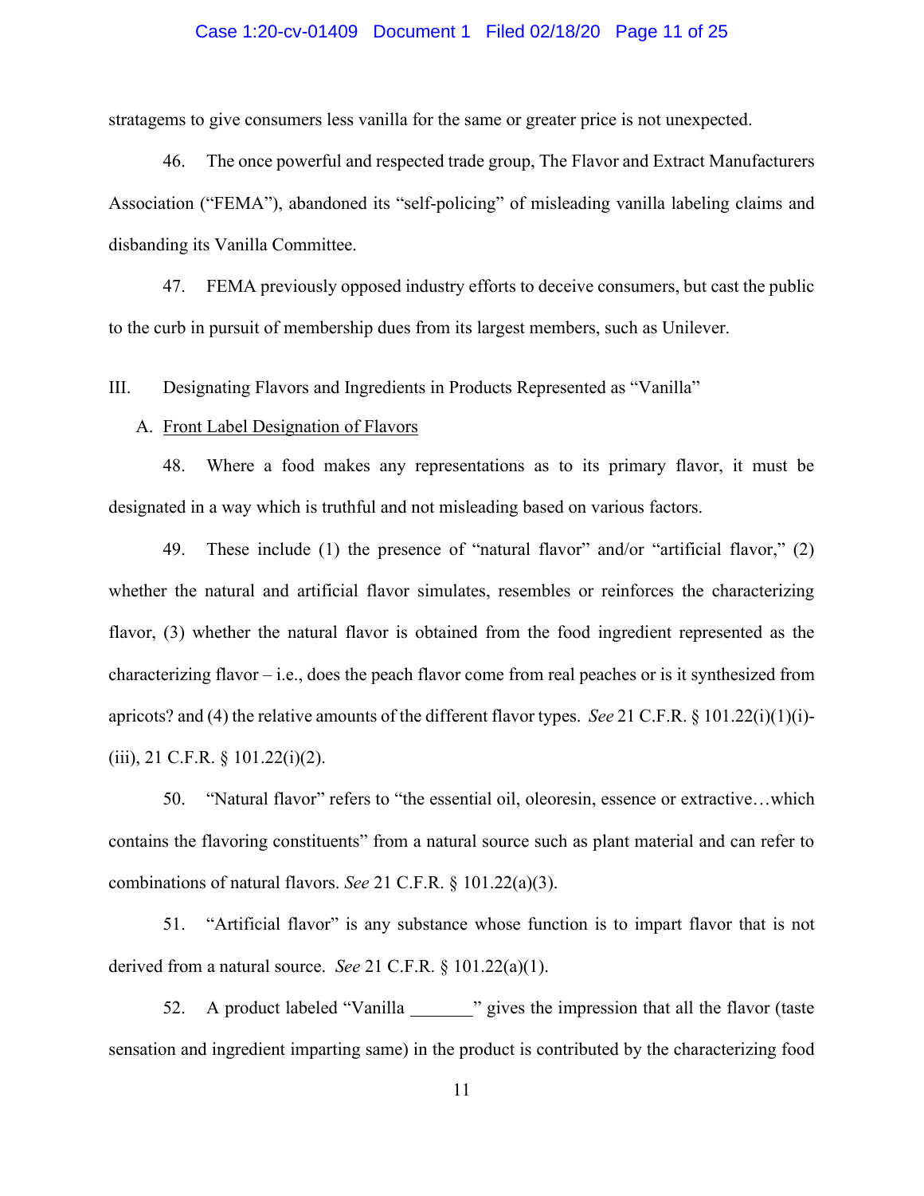stratagems to give consumers less vanilla for the same or greater price is not unexpected.

46. The once powerful and respected trade group, The Flavor and Extract Manufacturers Association ("FEMA"), abandoned its "self-policing" of misleading vanilla labeling claims and disbanding its Vanilla Committee.

47. FEMA previously opposed industry efforts to deceive consumers, but cast the public to the curb in pursuit of membership dues from its largest members, such as Unilever.

III. Designating Flavors and Ingredients in Products Represented as "Vanilla"

A. Front Label Designation of Flavors

48. Where a food makes any representations as to its primary flavor, it must be designated in a way which is truthful and not misleading based on various factors.

49. These include (1) the presence of "natural flavor" and/or "artificial flavor," (2) whether the natural and artificial flavor simulates, resembles or reinforces the characterizing flavor, (3) whether the natural flavor is obtained from the food ingredient represented as the characterizing flavor – i.e., does the peach flavor come from real peaches or is it synthesized from apricots? and (4) the relative amounts of the different flavor types. *See* 21 C.F.R. § 101.22(i)(1)(i)-(iii), 21 C.F.R. § 101.22(i)(2).

50. "Natural flavor" refers to "the essential oil, oleoresin, essence or extractive…which contains the flavoring constituents" from a natural source such as plant material and can refer to combinations of natural flavors. *See* 21 C.F.R. § 101.22(a)(3).

51. "Artificial flavor" is any substance whose function is to impart flavor that is not derived from a natural source. *See* 21 C.F.R. § 101.22(a)(1).

52. A product labeled "Vanilla _______" gives the impression that all the flavor (taste sensation and ingredient imparting same) in the product is contributed by the characterizing food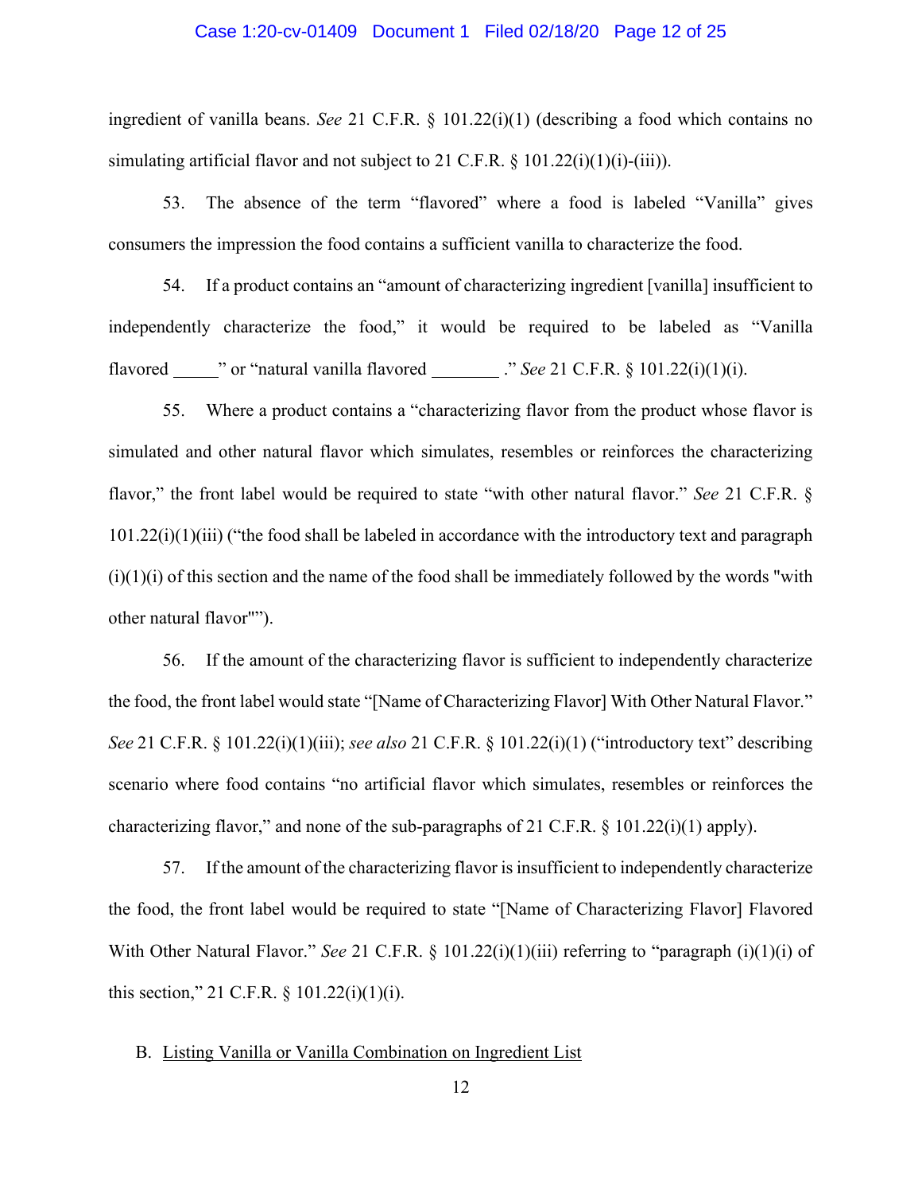ingredient of vanilla beans. *See* 21 C.F.R. § 101.22(i)(1) (describing a food which contains no simulating artificial flavor and not subject to 21 C.F.R. § 101.22(i)(1)(i)-(iii)).

53. The absence of the term "flavored" where a food is labeled "Vanilla" gives consumers the impression the food contains a sufficient vanilla to characterize the food.

54. If a product contains an "amount of characterizing ingredient [vanilla] insufficient to independently characterize the food," it would be required to be labeled as "Vanilla flavored _____" or "natural vanilla flavored ________ ." *See* 21 C.F.R. § 101.22(i)(1)(i).

55. Where a product contains a "characterizing flavor from the product whose flavor is simulated and other natural flavor which simulates, resembles or reinforces the characterizing flavor," the front label would be required to state "with other natural flavor." *See* 21 C.F.R. § 101.22(i)(1)(iii) ("the food shall be labeled in accordance with the introductory text and paragraph (i)(1)(i) of this section and the name of the food shall be immediately followed by the words "with other natural flavor"").

56. If the amount of the characterizing flavor is sufficient to independently characterize the food, the front label would state "[Name of Characterizing Flavor] With Other Natural Flavor." *See* 21 C.F.R. § 101.22(i)(1)(iii); *see also* 21 C.F.R. § 101.22(i)(1) ("introductory text" describing scenario where food contains "no artificial flavor which simulates, resembles or reinforces the characterizing flavor," and none of the sub-paragraphs of 21 C.F.R. § 101.22(i)(1) apply).

57. If the amount of the characterizing flavor is insufficient to independently characterize the food, the front label would be required to state "[Name of Characterizing Flavor] Flavored With Other Natural Flavor." *See* 21 C.F.R. § 101.22(i)(1)(iii) referring to "paragraph (i)(1)(i) of this section," 21 C.F.R. § 101.22(i)(1)(i).

B. Listing Vanilla or Vanilla Combination on Ingredient List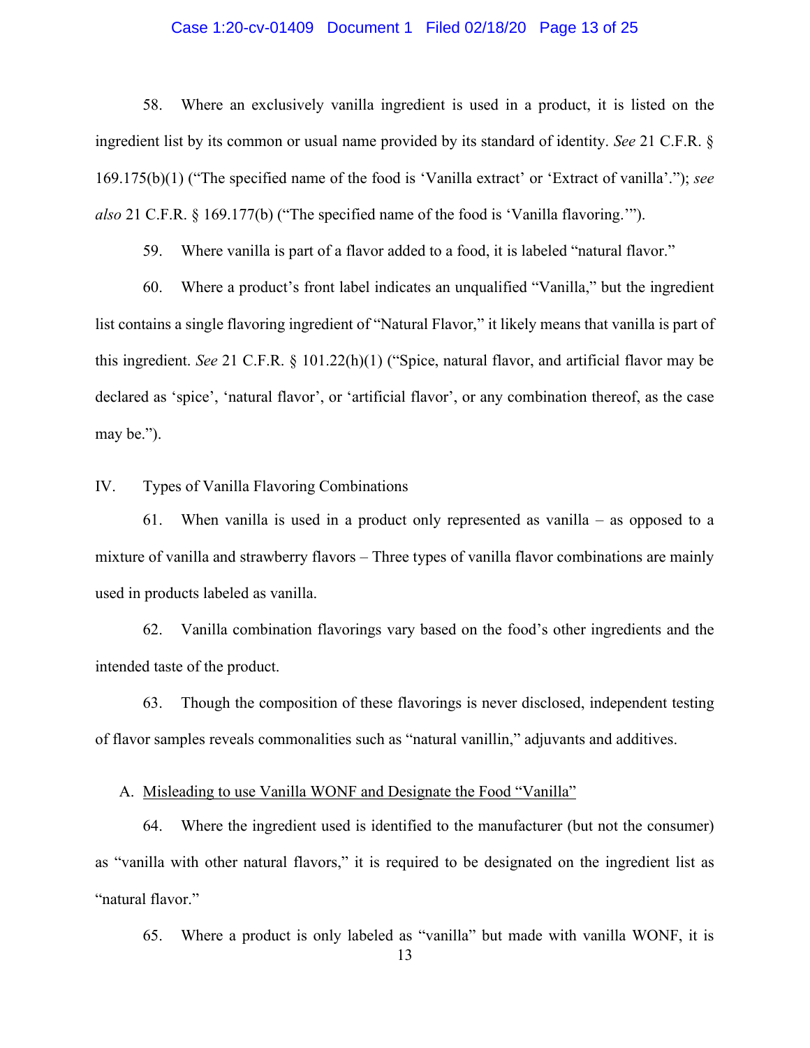58. Where an exclusively vanilla ingredient is used in a product, it is listed on the ingredient list by its common or usual name provided by its standard of identity. *See* 21 C.F.R. § 169.175(b)(1) ("The specified name of the food is 'Vanilla extract' or 'Extract of vanilla'."); *see also* 21 C.F.R. § 169.177(b) ("The specified name of the food is 'Vanilla flavoring.'").

59. Where vanilla is part of a flavor added to a food, it is labeled "natural flavor."

60. Where a product's front label indicates an unqualified "Vanilla," but the ingredient list contains a single flavoring ingredient of "Natural Flavor," it likely means that vanilla is part of this ingredient. *See* 21 C.F.R. § 101.22(h)(1) ("Spice, natural flavor, and artificial flavor may be declared as 'spice', 'natural flavor', or 'artificial flavor', or any combination thereof, as the case may be.").

IV. Types of Vanilla Flavoring Combinations

61. When vanilla is used in a product only represented as vanilla – as opposed to a mixture of vanilla and strawberry flavors – Three types of vanilla flavor combinations are mainly used in products labeled as vanilla.

62. Vanilla combination flavorings vary based on the food's other ingredients and the intended taste of the product.

63. Though the composition of these flavorings is never disclosed, independent testing of flavor samples reveals commonalities such as "natural vanillin," adjuvants and additives.

A. <u>Misleading to use Vanilla WONF and Designate the Food "Vanilla"</u>

64. Where the ingredient used is identified to the manufacturer (but not the consumer) as "vanilla with other natural flavors," it is required to be designated on the ingredient list as "natural flavor."

65. Where a product is only labeled as "vanilla" but made with vanilla WONF, it is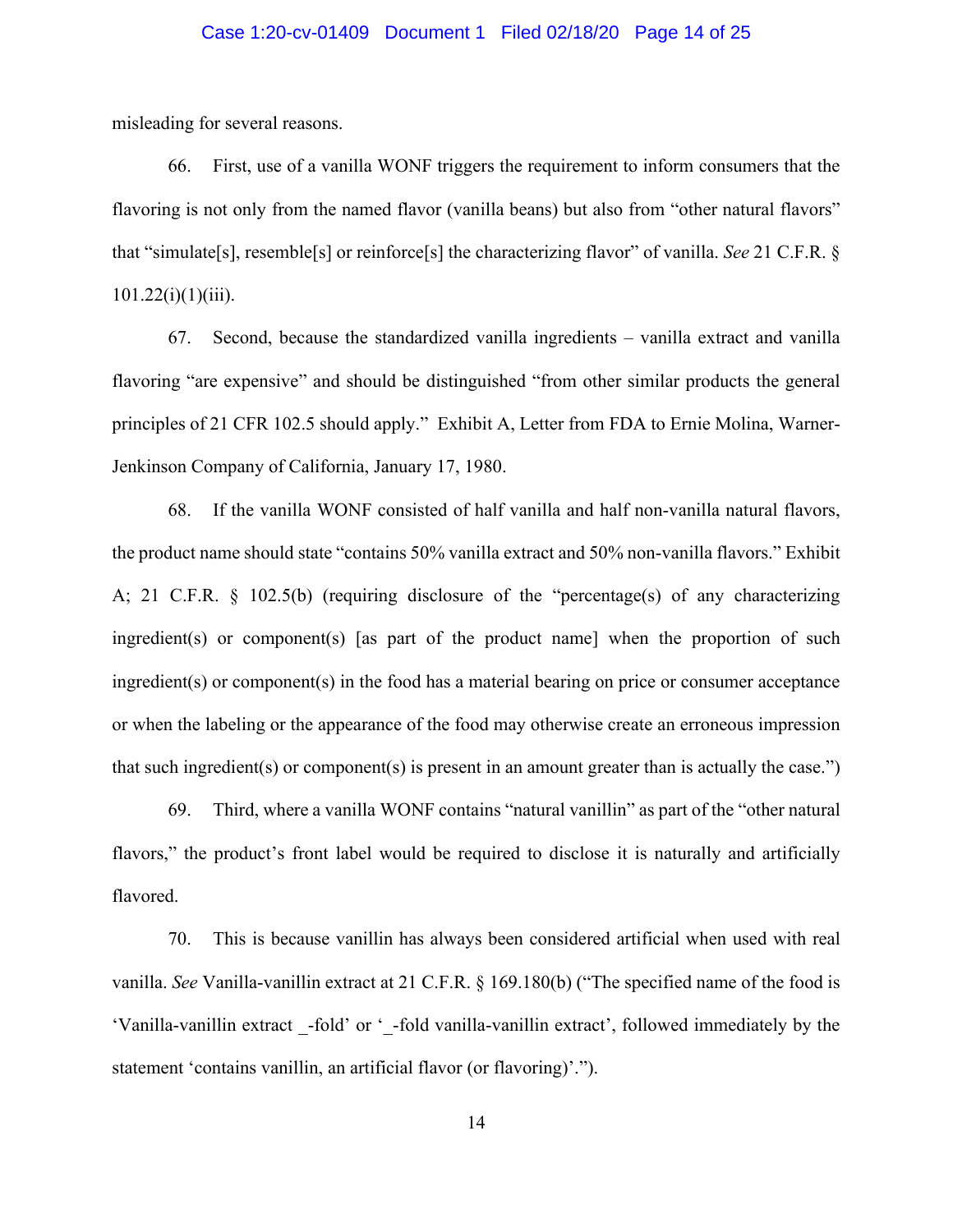misleading for several reasons.

66. First, use of a vanilla WONF triggers the requirement to inform consumers that the flavoring is not only from the named flavor (vanilla beans) but also from "other natural flavors" that "simulate[s], resemble[s] or reinforce[s] the characterizing flavor" of vanilla. *See* 21 C.F.R. § 101.22(i)(1)(iii).

67. Second, because the standardized vanilla ingredients – vanilla extract and vanilla flavoring "are expensive" and should be distinguished "from other similar products the general principles of 21 CFR 102.5 should apply." Exhibit A, Letter from FDA to Ernie Molina, Warner-Jenkinson Company of California, January 17, 1980.

68. If the vanilla WONF consisted of half vanilla and half non-vanilla natural flavors, the product name should state "contains 50% vanilla extract and 50% non-vanilla flavors." Exhibit A; 21 C.F.R. § 102.5(b) (requiring disclosure of the "percentage(s) of any characterizing ingredient(s) or component(s) [as part of the product name] when the proportion of such ingredient(s) or component(s) in the food has a material bearing on price or consumer acceptance or when the labeling or the appearance of the food may otherwise create an erroneous impression that such ingredient(s) or component(s) is present in an amount greater than is actually the case.")

69. Third, where a vanilla WONF contains "natural vanillin" as part of the "other natural flavors," the product's front label would be required to disclose it is naturally and artificially flavored.

70. This is because vanillin has always been considered artificial when used with real vanilla. *See* Vanilla-vanillin extract at 21 C.F.R. § 169.180(b) ("The specified name of the food is 'Vanilla-vanillin extract _-fold' or '_-fold vanilla-vanillin extract', followed immediately by the statement 'contains vanillin, an artificial flavor (or flavoring)'.").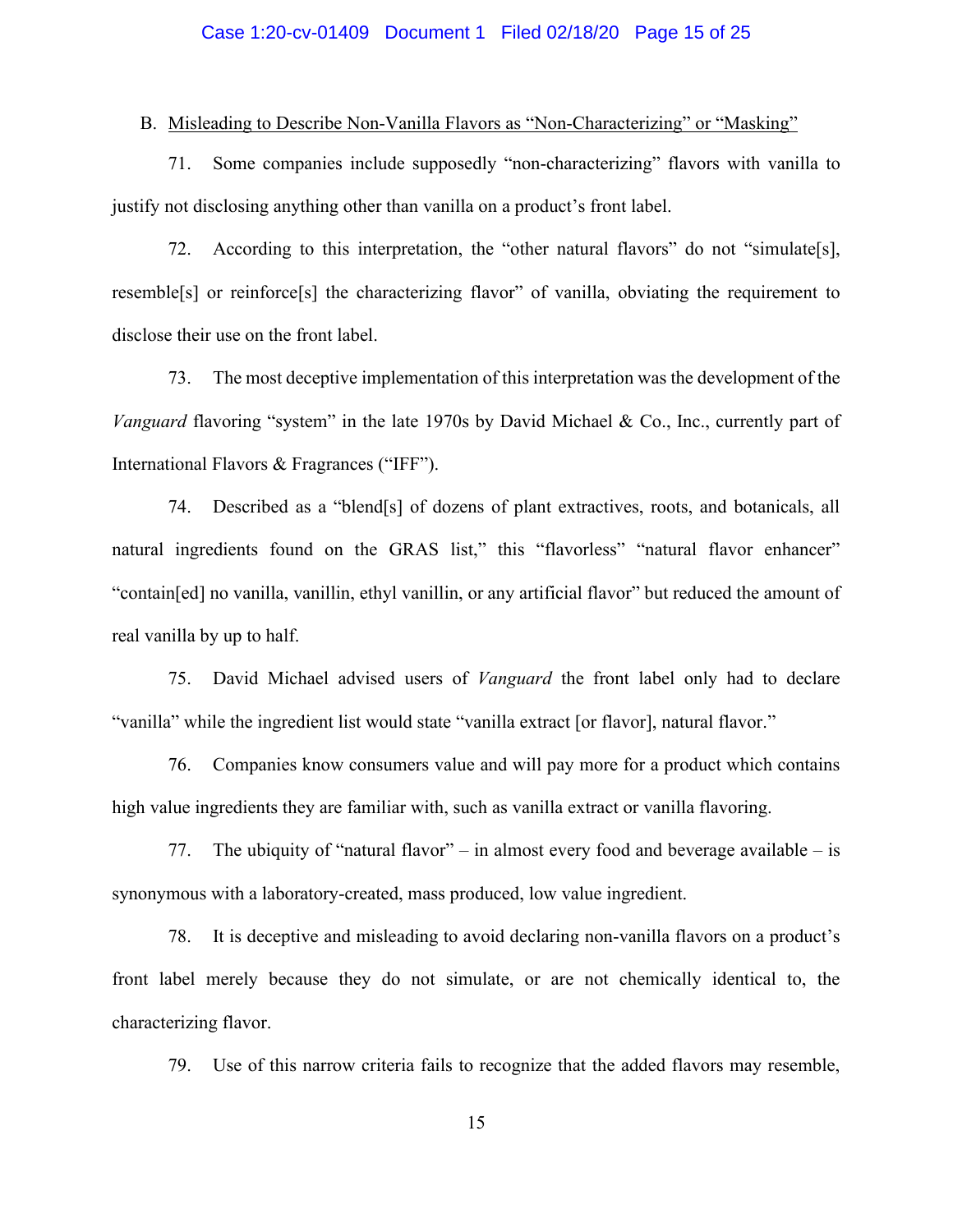B. Misleading to Describe Non-Vanilla Flavors as "Non-Characterizing" or "Masking"

71. Some companies include supposedly "non-characterizing" flavors with vanilla to justify not disclosing anything other than vanilla on a product's front label.

72. According to this interpretation, the "other natural flavors" do not "simulate[s], resemble[s] or reinforce[s] the characterizing flavor" of vanilla, obviating the requirement to disclose their use on the front label.

73. The most deceptive implementation of this interpretation was the development of the *Vanguard* flavoring "system" in the late 1970s by David Michael & Co., Inc., currently part of International Flavors & Fragrances ("IFF").

74. Described as a "blend[s] of dozens of plant extractives, roots, and botanicals, all natural ingredients found on the GRAS list," this "flavorless" "natural flavor enhancer" "contain[ed] no vanilla, vanillin, ethyl vanillin, or any artificial flavor" but reduced the amount of real vanilla by up to half.

75. David Michael advised users of *Vanguard* the front label only had to declare "vanilla" while the ingredient list would state "vanilla extract [or flavor], natural flavor."

76. Companies know consumers value and will pay more for a product which contains high value ingredients they are familiar with, such as vanilla extract or vanilla flavoring.

77. The ubiquity of "natural flavor" – in almost every food and beverage available – is synonymous with a laboratory-created, mass produced, low value ingredient.

78. It is deceptive and misleading to avoid declaring non-vanilla flavors on a product's front label merely because they do not simulate, or are not chemically identical to, the characterizing flavor.

79. Use of this narrow criteria fails to recognize that the added flavors may resemble,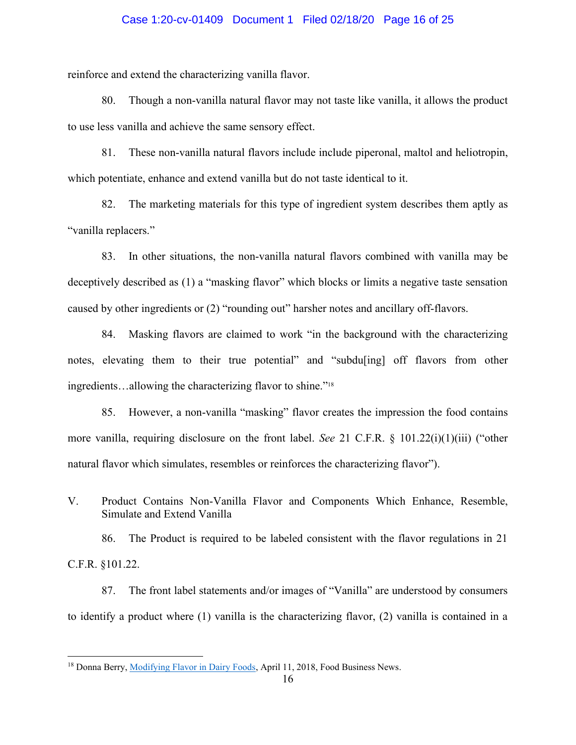reinforce and extend the characterizing vanilla flavor.

80. Though a non-vanilla natural flavor may not taste like vanilla, it allows the product to use less vanilla and achieve the same sensory effect.

81. These non-vanilla natural flavors include include piperonal, maltol and heliotropin, which potentiate, enhance and extend vanilla but do not taste identical to it.

82. The marketing materials for this type of ingredient system describes them aptly as "vanilla replacers."

83. In other situations, the non-vanilla natural flavors combined with vanilla may be deceptively described as (1) a "masking flavor" which blocks or limits a negative taste sensation caused by other ingredients or (2) "rounding out" harsher notes and ancillary off-flavors.

84. Masking flavors are claimed to work "in the background with the characterizing notes, elevating them to their true potential" and "subdu[ing] off flavors from other ingredients…allowing the characterizing flavor to shine."[18]

85. However, a non-vanilla "masking" flavor creates the impression the food contains more vanilla, requiring disclosure on the front label. *See* 21 C.F.R. § 101.22(i)(1)(iii) ("other natural flavor which simulates, resembles or reinforces the characterizing flavor").

V. Product Contains Non-Vanilla Flavor and Components Which Enhance, Resemble, Simulate and Extend Vanilla

86. The Product is required to be labeled consistent with the flavor regulations in 21 C.F.R. §101.22.

87. The front label statements and/or images of "Vanilla" are understood by consumers to identify a product where (1) vanilla is the characterizing flavor, (2) vanilla is contained in a

[18] Donna Berry, Modifying Flavor in Dairy Foods, April 11, 2018, Food Business News.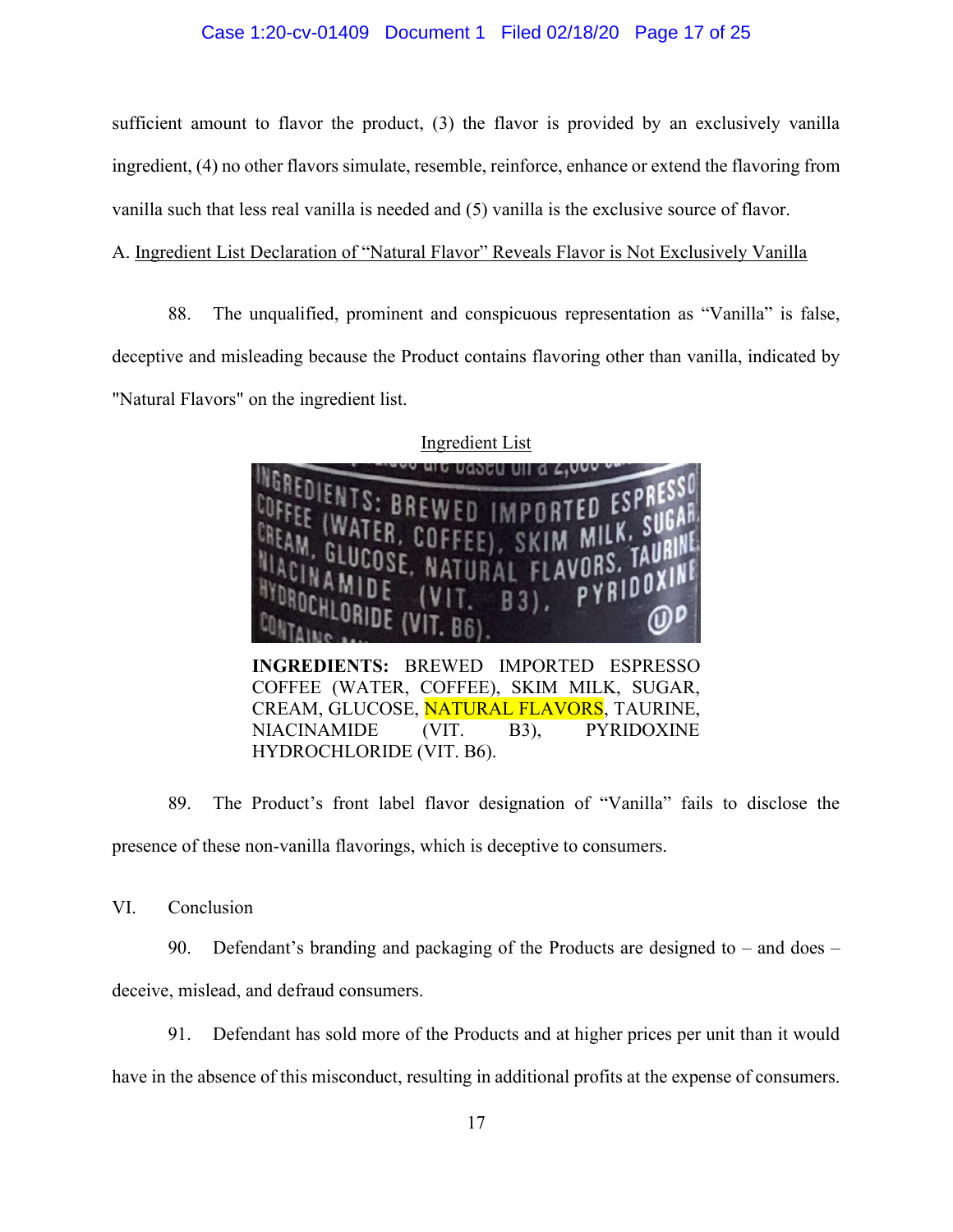sufficient amount to flavor the product, (3) the flavor is provided by an exclusively vanilla ingredient, (4) no other flavors simulate, resemble, reinforce, enhance or extend the flavoring from vanilla such that less real vanilla is needed and (5) vanilla is the exclusive source of flavor.

A. Ingredient List Declaration of "Natural Flavor" Reveals Flavor is Not Exclusively Vanilla

88. The unqualified, prominent and conspicuous representation as "Vanilla" is false, deceptive and misleading because the Product contains flavoring other than vanilla, indicated by "Natural Flavors" on the ingredient list.

Ingredient List

**INGREDIENTS:** BREWED IMPORTED ESPRESSO COFFEE (WATER, COFFEE), SKIM MILK, SUGAR, CREAM, GLUCOSE, NATURAL FLAVORS, TAURINE, NIACINAMIDE (VIT. B3), PYRIDOXINE HYDROCHLORIDE (VIT. B6).

89. The Product's front label flavor designation of "Vanilla" fails to disclose the presence of these non-vanilla flavorings, which is deceptive to consumers.

VI. Conclusion

90. Defendant's branding and packaging of the Products are designed to – and does – deceive, mislead, and defraud consumers.

91. Defendant has sold more of the Products and at higher prices per unit than it would have in the absence of this misconduct, resulting in additional profits at the expense of consumers.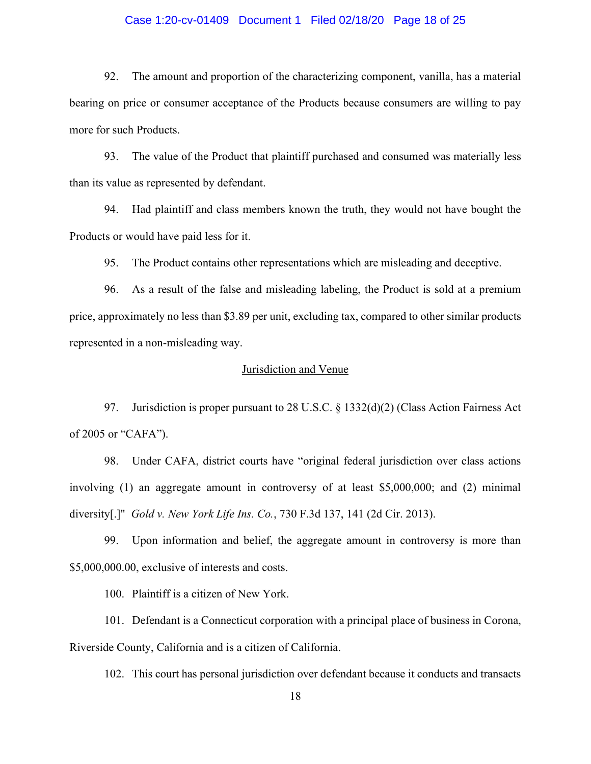92. The amount and proportion of the characterizing component, vanilla, has a material bearing on price or consumer acceptance of the Products because consumers are willing to pay more for such Products.

93. The value of the Product that plaintiff purchased and consumed was materially less than its value as represented by defendant.

94. Had plaintiff and class members known the truth, they would not have bought the Products or would have paid less for it.

95. The Product contains other representations which are misleading and deceptive.

96. As a result of the false and misleading labeling, the Product is sold at a premium price, approximately no less than $3.89 per unit, excluding tax, compared to other similar products represented in a non-misleading way.

<u>Jurisdiction and Venue</u>

97. Jurisdiction is proper pursuant to 28 U.S.C. § 1332(d)(2) (Class Action Fairness Act of 2005 or "CAFA").

98. Under CAFA, district courts have "original federal jurisdiction over class actions involving (1) an aggregate amount in controversy of at least $5,000,000; and (2) minimal diversity[.]" *Gold v. New York Life Ins. Co.*, 730 F.3d 137, 141 (2d Cir. 2013).

99. Upon information and belief, the aggregate amount in controversy is more than $5,000,000.00, exclusive of interests and costs.

100. Plaintiff is a citizen of New York.

101. Defendant is a Connecticut corporation with a principal place of business in Corona, Riverside County, California and is a citizen of California.

102. This court has personal jurisdiction over defendant because it conducts and transacts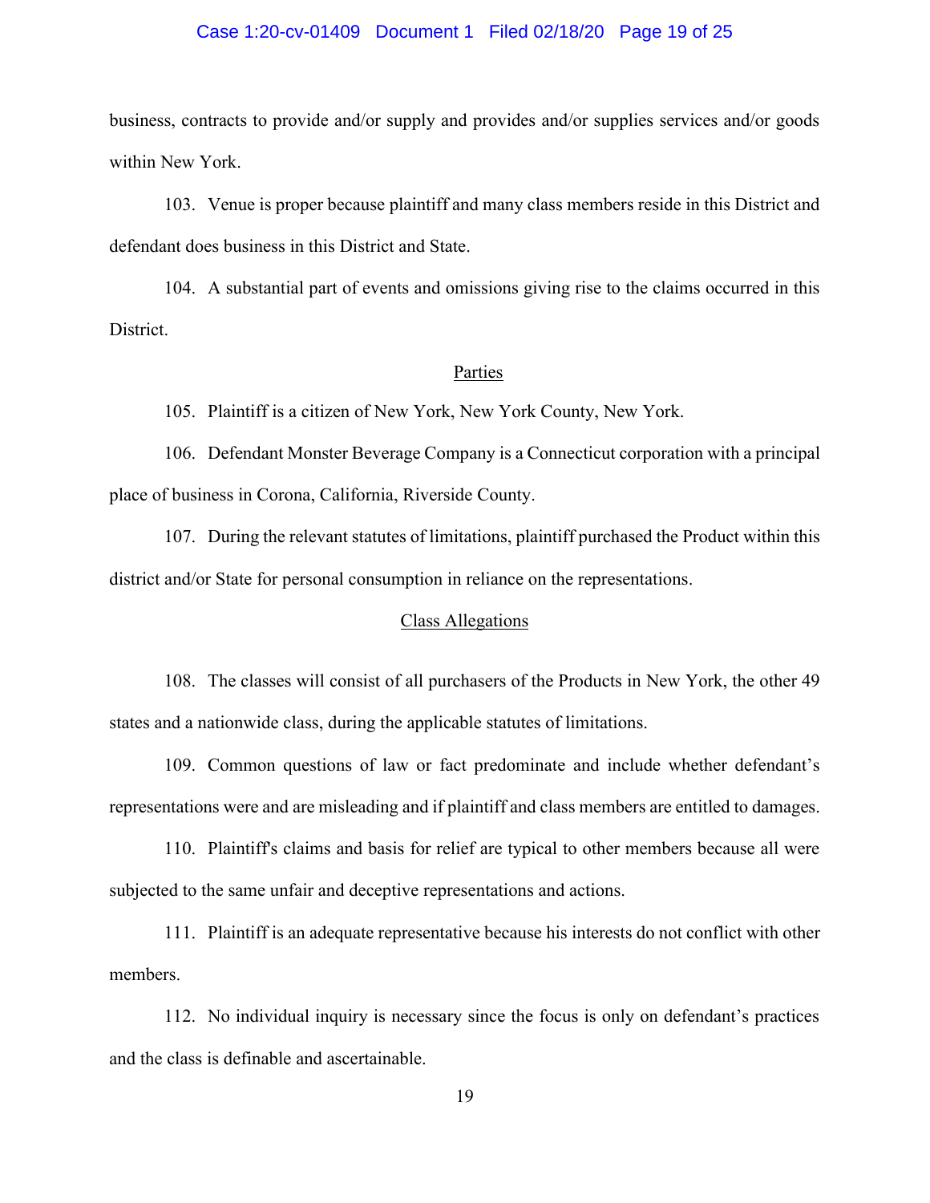business, contracts to provide and/or supply and provides and/or supplies services and/or goods within New York.

103. Venue is proper because plaintiff and many class members reside in this District and defendant does business in this District and State.

104. A substantial part of events and omissions giving rise to the claims occurred in this District.

## Parties

105. Plaintiff is a citizen of New York, New York County, New York.

106. Defendant Monster Beverage Company is a Connecticut corporation with a principal place of business in Corona, California, Riverside County.

107. During the relevant statutes of limitations, plaintiff purchased the Product within this district and/or State for personal consumption in reliance on the representations.

## Class Allegations

108. The classes will consist of all purchasers of the Products in New York, the other 49 states and a nationwide class, during the applicable statutes of limitations.

109. Common questions of law or fact predominate and include whether defendant's representations were and are misleading and if plaintiff and class members are entitled to damages.

110. Plaintiff's claims and basis for relief are typical to other members because all were subjected to the same unfair and deceptive representations and actions.

111. Plaintiff is an adequate representative because his interests do not conflict with other members.

112. No individual inquiry is necessary since the focus is only on defendant's practices and the class is definable and ascertainable.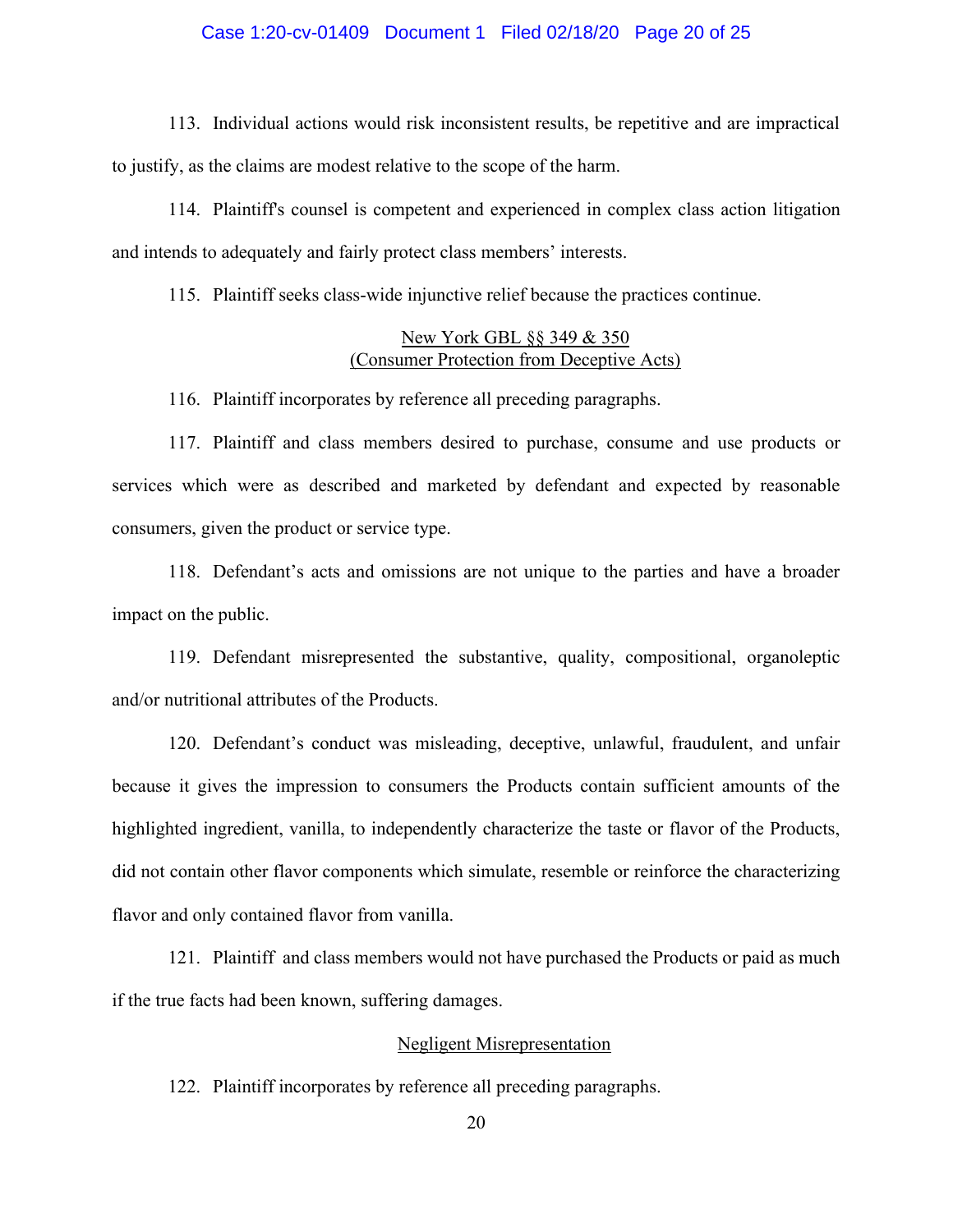113. Individual actions would risk inconsistent results, be repetitive and are impractical to justify, as the claims are modest relative to the scope of the harm.

114. Plaintiff's counsel is competent and experienced in complex class action litigation and intends to adequately and fairly protect class members' interests.

115. Plaintiff seeks class-wide injunctive relief because the practices continue.

<u>New York GBL §§ 349 & 350</u>
<u>(Consumer Protection from Deceptive Acts)</u>

116. Plaintiff incorporates by reference all preceding paragraphs.

117. Plaintiff and class members desired to purchase, consume and use products or services which were as described and marketed by defendant and expected by reasonable consumers, given the product or service type.

118. Defendant's acts and omissions are not unique to the parties and have a broader impact on the public.

119. Defendant misrepresented the substantive, quality, compositional, organoleptic and/or nutritional attributes of the Products.

120. Defendant's conduct was misleading, deceptive, unlawful, fraudulent, and unfair because it gives the impression to consumers the Products contain sufficient amounts of the highlighted ingredient, vanilla, to independently characterize the taste or flavor of the Products, did not contain other flavor components which simulate, resemble or reinforce the characterizing flavor and only contained flavor from vanilla.

121. Plaintiff and class members would not have purchased the Products or paid as much if the true facts had been known, suffering damages.

<u>Negligent Misrepresentation</u>

122. Plaintiff incorporates by reference all preceding paragraphs.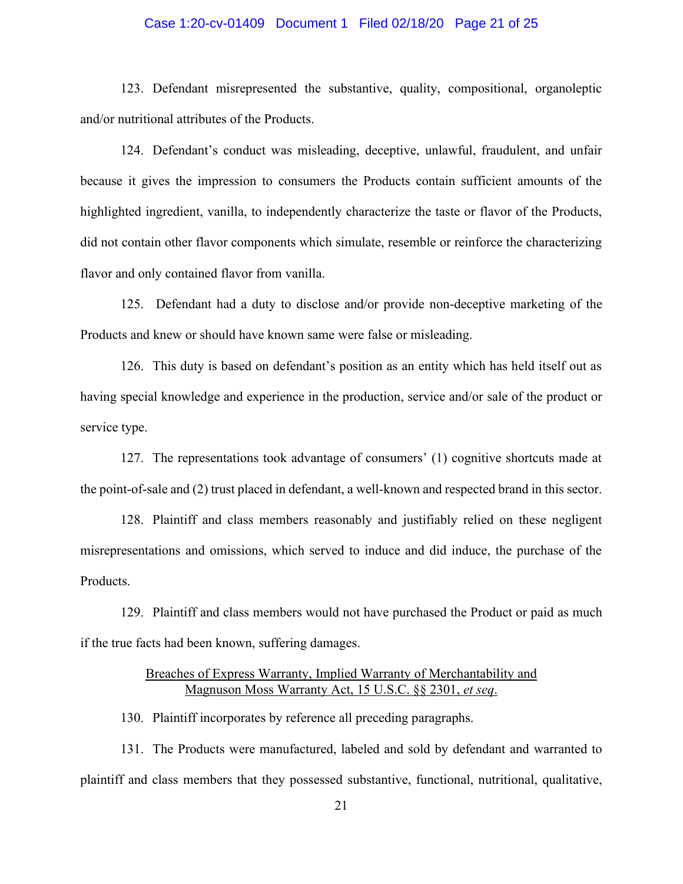123. Defendant misrepresented the substantive, quality, compositional, organoleptic and/or nutritional attributes of the Products.

124. Defendant's conduct was misleading, deceptive, unlawful, fraudulent, and unfair because it gives the impression to consumers the Products contain sufficient amounts of the highlighted ingredient, vanilla, to independently characterize the taste or flavor of the Products, did not contain other flavor components which simulate, resemble or reinforce the characterizing flavor and only contained flavor from vanilla.

125. Defendant had a duty to disclose and/or provide non-deceptive marketing of the Products and knew or should have known same were false or misleading.

126. This duty is based on defendant's position as an entity which has held itself out as having special knowledge and experience in the production, service and/or sale of the product or service type.

127. The representations took advantage of consumers' (1) cognitive shortcuts made at the point-of-sale and (2) trust placed in defendant, a well-known and respected brand in this sector.

128. Plaintiff and class members reasonably and justifiably relied on these negligent misrepresentations and omissions, which served to induce and did induce, the purchase of the Products.

129. Plaintiff and class members would not have purchased the Product or paid as much if the true facts had been known, suffering damages.

<u>Breaches of Express Warranty, Implied Warranty of Merchantability and Magnuson Moss Warranty Act, 15 U.S.C. §§ 2301, *et seq*.</u>

130. Plaintiff incorporates by reference all preceding paragraphs.

131. The Products were manufactured, labeled and sold by defendant and warranted to plaintiff and class members that they possessed substantive, functional, nutritional, qualitative,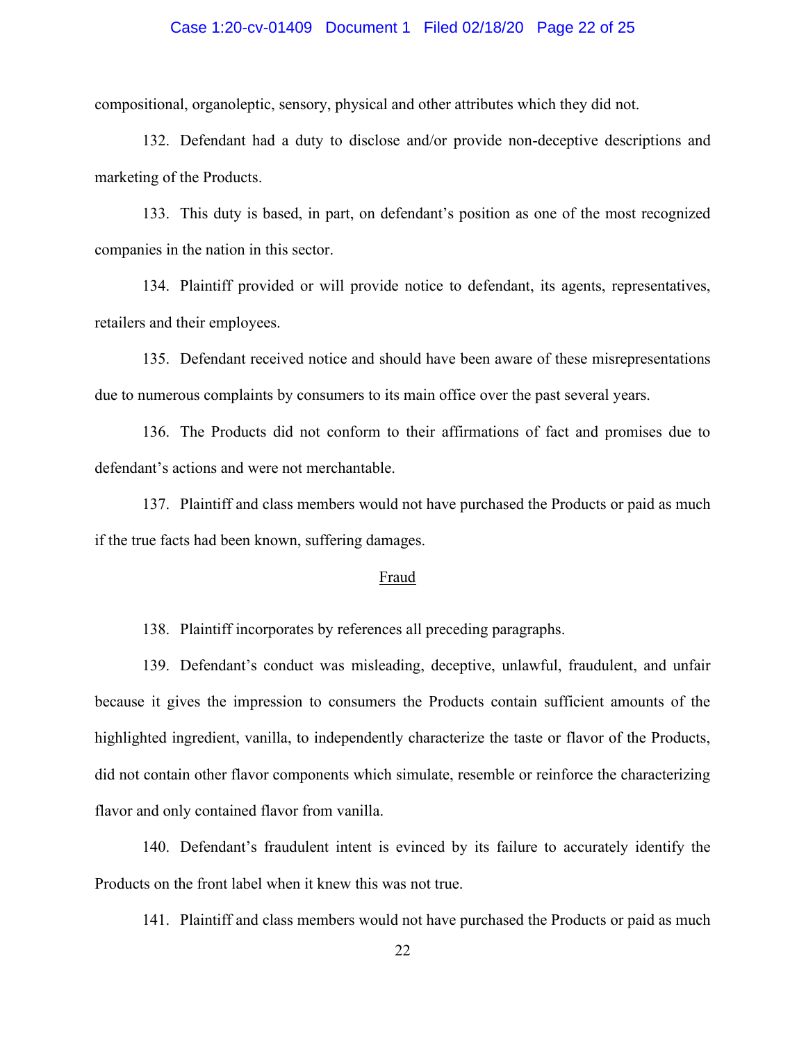compositional, organoleptic, sensory, physical and other attributes which they did not.

132. Defendant had a duty to disclose and/or provide non-deceptive descriptions and marketing of the Products.

133. This duty is based, in part, on defendant's position as one of the most recognized companies in the nation in this sector.

134. Plaintiff provided or will provide notice to defendant, its agents, representatives, retailers and their employees.

135. Defendant received notice and should have been aware of these misrepresentations due to numerous complaints by consumers to its main office over the past several years.

136. The Products did not conform to their affirmations of fact and promises due to defendant's actions and were not merchantable.

137. Plaintiff and class members would not have purchased the Products or paid as much if the true facts had been known, suffering damages.

<u>Fraud</u>

138. Plaintiff incorporates by references all preceding paragraphs.

139. Defendant's conduct was misleading, deceptive, unlawful, fraudulent, and unfair because it gives the impression to consumers the Products contain sufficient amounts of the highlighted ingredient, vanilla, to independently characterize the taste or flavor of the Products, did not contain other flavor components which simulate, resemble or reinforce the characterizing flavor and only contained flavor from vanilla.

140. Defendant's fraudulent intent is evinced by its failure to accurately identify the Products on the front label when it knew this was not true.

141. Plaintiff and class members would not have purchased the Products or paid as much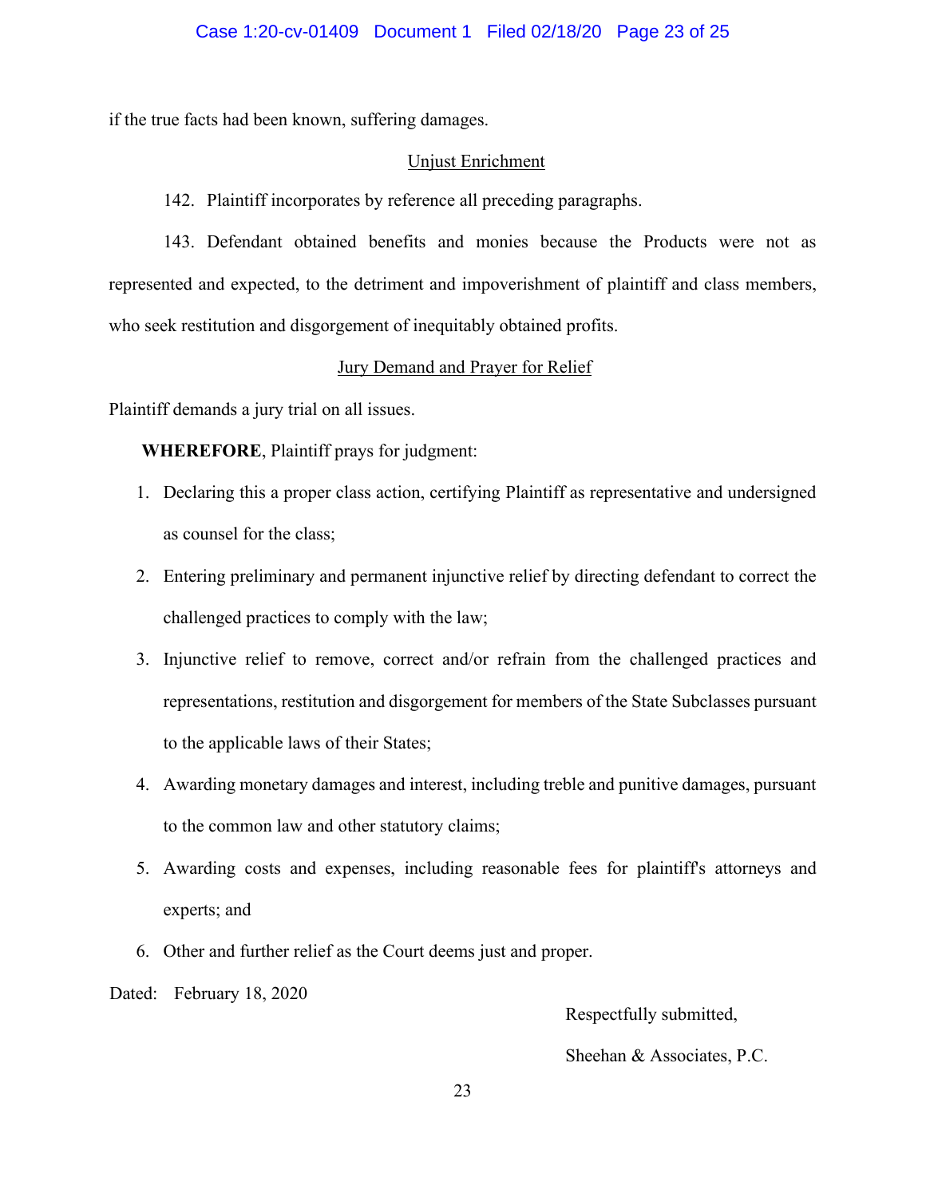if the true facts had been known, suffering damages.

## Unjust Enrichment

142. Plaintiff incorporates by reference all preceding paragraphs.

143. Defendant obtained benefits and monies because the Products were not as represented and expected, to the detriment and impoverishment of plaintiff and class members, who seek restitution and disgorgement of inequitably obtained profits.

## Jury Demand and Prayer for Relief

Plaintiff demands a jury trial on all issues.

**WHEREFORE**, Plaintiff prays for judgment:

1. Declaring this a proper class action, certifying Plaintiff as representative and undersigned as counsel for the class;
2. Entering preliminary and permanent injunctive relief by directing defendant to correct the challenged practices to comply with the law;
3. Injunctive relief to remove, correct and/or refrain from the challenged practices and representations, restitution and disgorgement for members of the State Subclasses pursuant to the applicable laws of their States;
4. Awarding monetary damages and interest, including treble and punitive damages, pursuant to the common law and other statutory claims;
5. Awarding costs and expenses, including reasonable fees for plaintiff's attorneys and experts; and
6. Other and further relief as the Court deems just and proper.

Dated: February 18, 2020

Respectfully submitted,

Sheehan & Associates, P.C.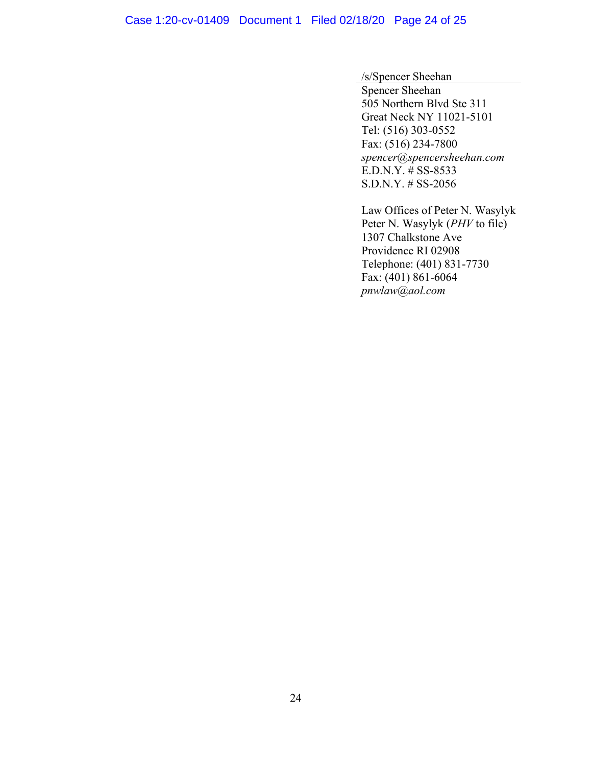/s/Spencer Sheehan

Spencer Sheehan
505 Northern Blvd Ste 311
Great Neck NY 11021-5101
Tel: (516) 303-0552
Fax: (516) 234-7800
*spencer@spencersheehan.com*
E.D.N.Y. # SS-8533
S.D.N.Y. # SS-2056

Law Offices of Peter N. Wasylyk
Peter N. Wasylyk (*PHV* to file)
1307 Chalkstone Ave
Providence RI 02908
Telephone: (401) 831-7730
Fax: (401) 861-6064
*pnwlaw@aol.com*